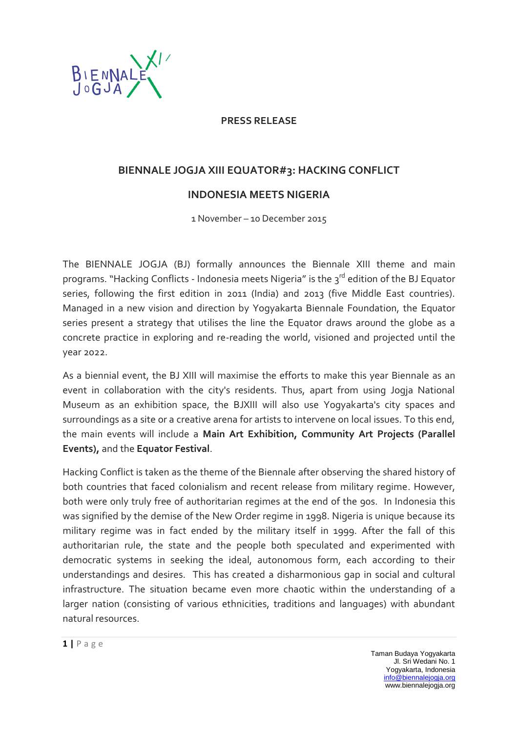**PRESS RELEASE**

## BIENNALE JOGJA XIII EQUATOR#3: HACKING CONFLICT

## INDONESIA MEETS NIGERIA

1 November – 10 December 2015

The BIENNALE JOGJA (BJ) formally announces the Biennale XIII theme and main programs. "Hacking Conflicts - Indonesia meets Nigeria" is the 3rd edition of the BJ Equator series, following the first edition in 2011 (India) and 2013 (five Middle East countries). Managed in a new vision and direction by Yogyakarta Biennale Foundation, the Equator series present a strategy that utilises the line the Equator draws around the globe as a concrete practice in exploring and re-reading the world, visioned and projected until the year 2022.

As a biennial event, the BJ XIII will maximise the efforts to make this year Biennale as an event in collaboration with the city's residents. Thus, apart from using Jogja National Museum as an exhibition space, the BJXIII will also use Yogyakarta's city spaces and surroundings as a site or a creative arena for artists to intervene on local issues. To this end, the main events will include a **Main Art Exhibition, Community Art Projects (Parallel Events),** and the **Equator Festival**.

Hacking Conflict is taken as the theme of the Biennale after observing the shared history of both countries that faced colonialism and recent release from military regime. However, both were only truly free of authoritarian regimes at the end of the 90s. In Indonesia this was signified by the demise of the New Order regime in 1998. Nigeria is unique because its military regime was in fact ended by the military itself in 1999. After the fall of this authoritarian rule, the state and the people both speculated and experimented with democratic systems in seeking the ideal, autonomous form, each according to their understandings and desires. This has created a disharmonious gap in social and cultural infrastructure. The situation became even more chaotic within the understanding of a larger nation (consisting of various ethnicities, traditions and languages) with abundant natural resources.

Taman Budaya Yogyakarta
Jl. Sri Wedani No. 1
Yogyakarta, Indonesia
info@biennalejogja.org
www.biennalejogja.org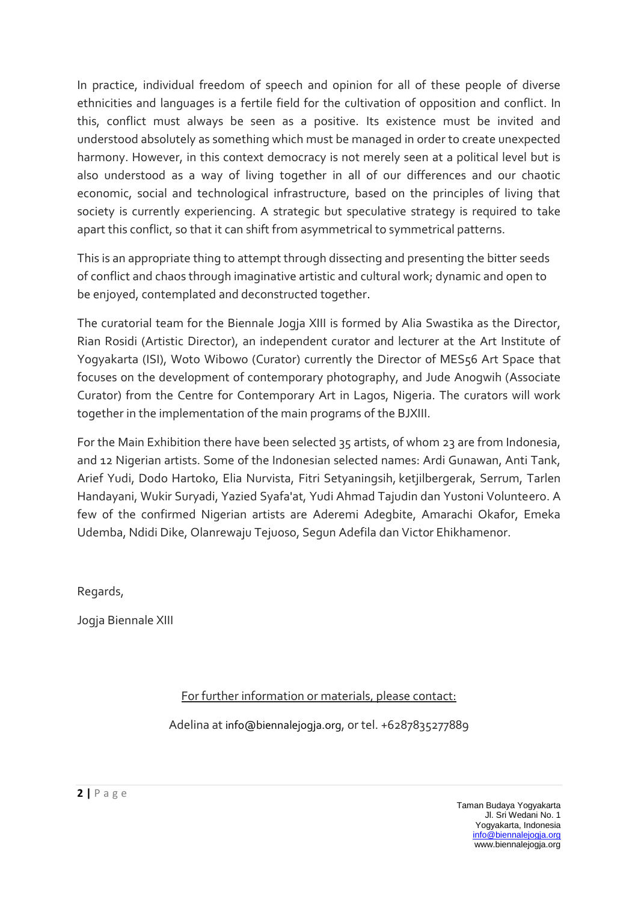In practice, individual freedom of speech and opinion for all of these people of diverse ethnicities and languages is a fertile field for the cultivation of opposition and conflict. In this, conflict must always be seen as a positive. Its existence must be invited and understood absolutely as something which must be managed in order to create unexpected harmony. However, in this context democracy is not merely seen at a political level but is also understood as a way of living together in all of our differences and our chaotic economic, social and technological infrastructure, based on the principles of living that society is currently experiencing. A strategic but speculative strategy is required to take apart this conflict, so that it can shift from asymmetrical to symmetrical patterns.

This is an appropriate thing to attempt through dissecting and presenting the bitter seeds of conflict and chaos through imaginative artistic and cultural work; dynamic and open to be enjoyed, contemplated and deconstructed together.

The curatorial team for the Biennale Jogja XIII is formed by Alia Swastika as the Director, Rian Rosidi (Artistic Director), an independent curator and lecturer at the Art Institute of Yogyakarta (ISI), Woto Wibowo (Curator) currently the Director of MES56 Art Space that focuses on the development of contemporary photography, and Jude Anogwih (Associate Curator) from the Centre for Contemporary Art in Lagos, Nigeria. The curators will work together in the implementation of the main programs of the BJXIII.

For the Main Exhibition there have been selected 35 artists, of whom 23 are from Indonesia, and 12 Nigerian artists. Some of the Indonesian selected names: Ardi Gunawan, Anti Tank, Arief Yudi, Dodo Hartoko, Elia Nurvista, Fitri Setyaningsih, ketjilbergerak, Serrum, Tarlen Handayani, Wukir Suryadi, Yazied Syafa'at, Yudi Ahmad Tajudin dan Yustoni Volunteero. A few of the confirmed Nigerian artists are Aderemi Adegbite, Amarachi Okafor, Emeka Udemba, Ndidi Dike, Olanrewaju Tejuoso, Segun Adefila dan Victor Ehikhamenor.

Regards,

Jogja Biennale XIII

For further information or materials, please contact:

Adelina at info@biennalejogja.org, or tel. +6287835277889

Taman Budaya Yogyakarta
Jl. Sri Wedani No. 1
Yogyakarta, Indonesia
info@biennalejogja.org
www.biennalejogja.org